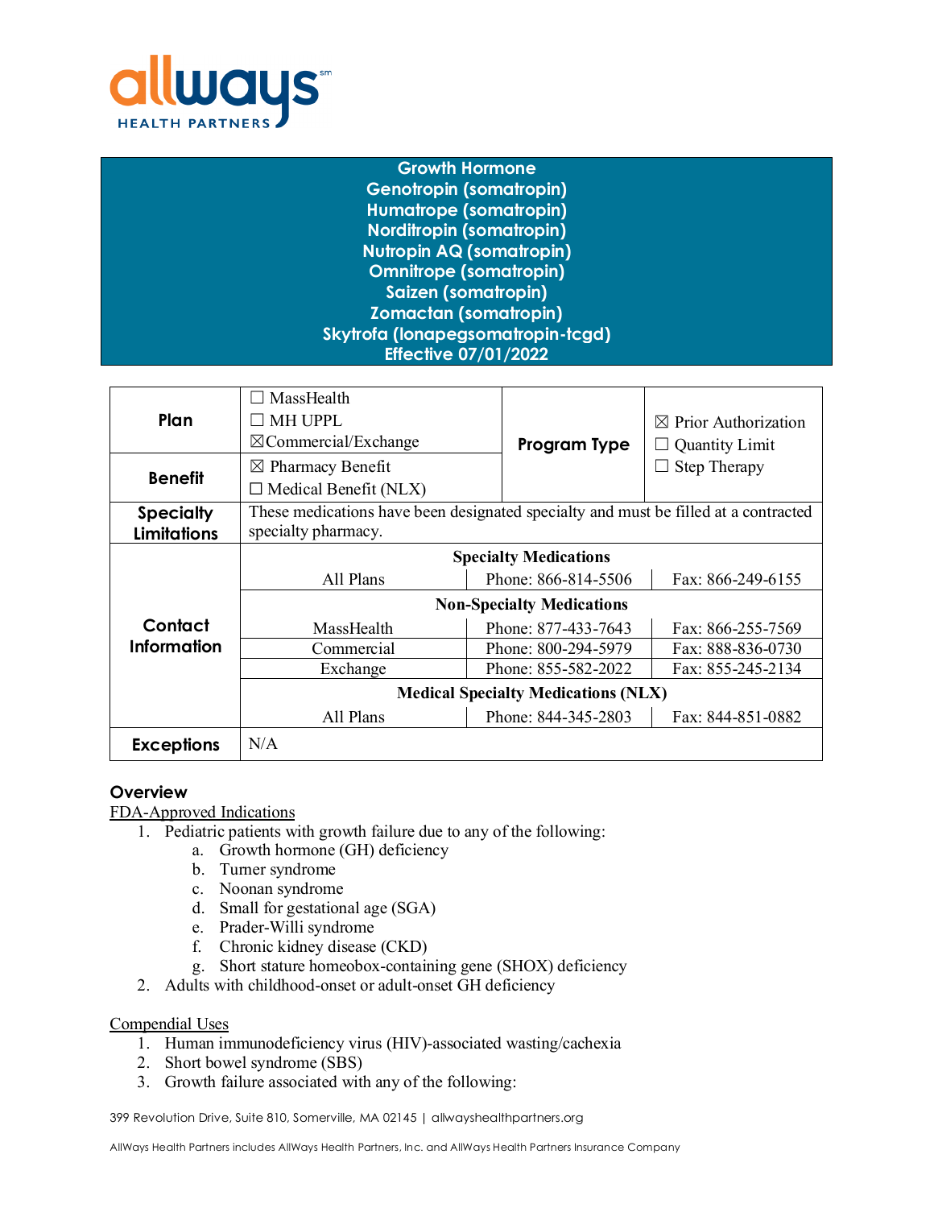# Growth Hormone
## Genotropin (somatropin)
## Humatrope (somatropin)
## Norditropin (somatropin)
## Nutropin AQ (somatropin)
## Omnitrope (somatropin)
## Saizen (somatropin)
## Zomactan (somatropin)
## Skytrofa (lonapegsomatropin-tcgd)
## Effective 07/01/2022

| **Plan** | ☐ MassHealth<br>☐ MH UPPL<br>☒ Commercial/Exchange | **Program Type** | ☒ Prior Authorization<br>☐ Quantity Limit<br>☐ Step Therapy |
|---|---|---|---|
| **Benefit** | ☒ Pharmacy Benefit<br>☐ Medical Benefit (NLX) | | |
| **Specialty Limitations** | These medications have been designated specialty and must be filled at a contracted specialty pharmacy. | | |
| **Contact Information** | **Specialty Medications** | | |
| | All Plans | Phone: 866-814-5506 | Fax: 866-249-6155 |
| | **Non-Specialty Medications** | | |
| | MassHealth | Phone: 877-433-7643 | Fax: 866-255-7569 |
| | Commercial | Phone: 800-294-5979 | Fax: 888-836-0730 |
| | Exchange | Phone: 855-582-2022 | Fax: 855-245-2134 |
| | **Medical Specialty Medications (NLX)** | | |
| | All Plans | Phone: 844-345-2803 | Fax: 844-851-0882 |
| **Exceptions** | N/A | | |

## Overview

FDA-Approved Indications

1. Pediatric patients with growth failure due to any of the following:
   a. Growth hormone (GH) deficiency
   b. Turner syndrome
   c. Noonan syndrome
   d. Small for gestational age (SGA)
   e. Prader-Willi syndrome
   f. Chronic kidney disease (CKD)
   g. Short stature homeobox-containing gene (SHOX) deficiency
2. Adults with childhood-onset or adult-onset GH deficiency

Compendial Uses

1. Human immunodeficiency virus (HIV)-associated wasting/cachexia
2. Short bowel syndrome (SBS)
3. Growth failure associated with any of the following: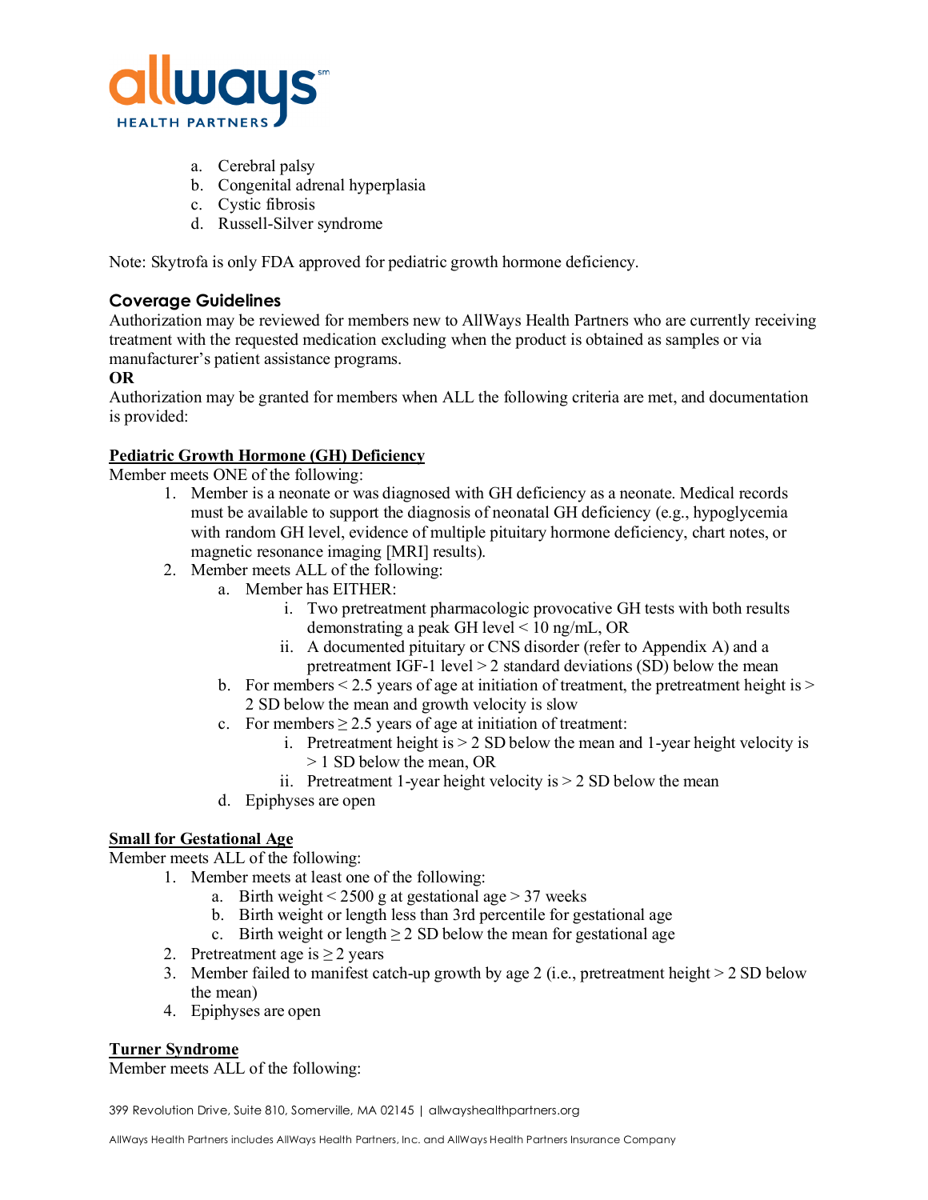a. Cerebral palsy
   b. Congenital adrenal hyperplasia
   c. Cystic fibrosis
   d. Russell-Silver syndrome

Note: Skytrofa is only FDA approved for pediatric growth hormone deficiency.

## Coverage Guidelines

Authorization may be reviewed for members new to AllWays Health Partners who are currently receiving treatment with the requested medication excluding when the product is obtained as samples or via manufacturer's patient assistance programs.

**OR**

Authorization may be granted for members when ALL the following criteria are met, and documentation is provided:

**Pediatric Growth Hormone (GH) Deficiency**

Member meets ONE of the following:

1. Member is a neonate or was diagnosed with GH deficiency as a neonate. Medical records must be available to support the diagnosis of neonatal GH deficiency (e.g., hypoglycemia with random GH level, evidence of multiple pituitary hormone deficiency, chart notes, or magnetic resonance imaging [MRI] results).
2. Member meets ALL of the following:
   a. Member has EITHER:
      i. Two pretreatment pharmacologic provocative GH tests with both results demonstrating a peak GH level < 10 ng/mL, OR
      ii. A documented pituitary or CNS disorder (refer to Appendix A) and a pretreatment IGF-1 level > 2 standard deviations (SD) below the mean
   b. For members < 2.5 years of age at initiation of treatment, the pretreatment height is > 2 SD below the mean and growth velocity is slow
   c. For members ≥ 2.5 years of age at initiation of treatment:
      i. Pretreatment height is > 2 SD below the mean and 1-year height velocity is > 1 SD below the mean, OR
      ii. Pretreatment 1-year height velocity is > 2 SD below the mean
   d. Epiphyses are open

**Small for Gestational Age**

Member meets ALL of the following:

1. Member meets at least one of the following:
   a. Birth weight < 2500 g at gestational age > 37 weeks
   b. Birth weight or length less than 3rd percentile for gestational age
   c. Birth weight or length ≥ 2 SD below the mean for gestational age
2. Pretreatment age is ≥ 2 years
3. Member failed to manifest catch-up growth by age 2 (i.e., pretreatment height > 2 SD below the mean)
4. Epiphyses are open

**Turner Syndrome**

Member meets ALL of the following: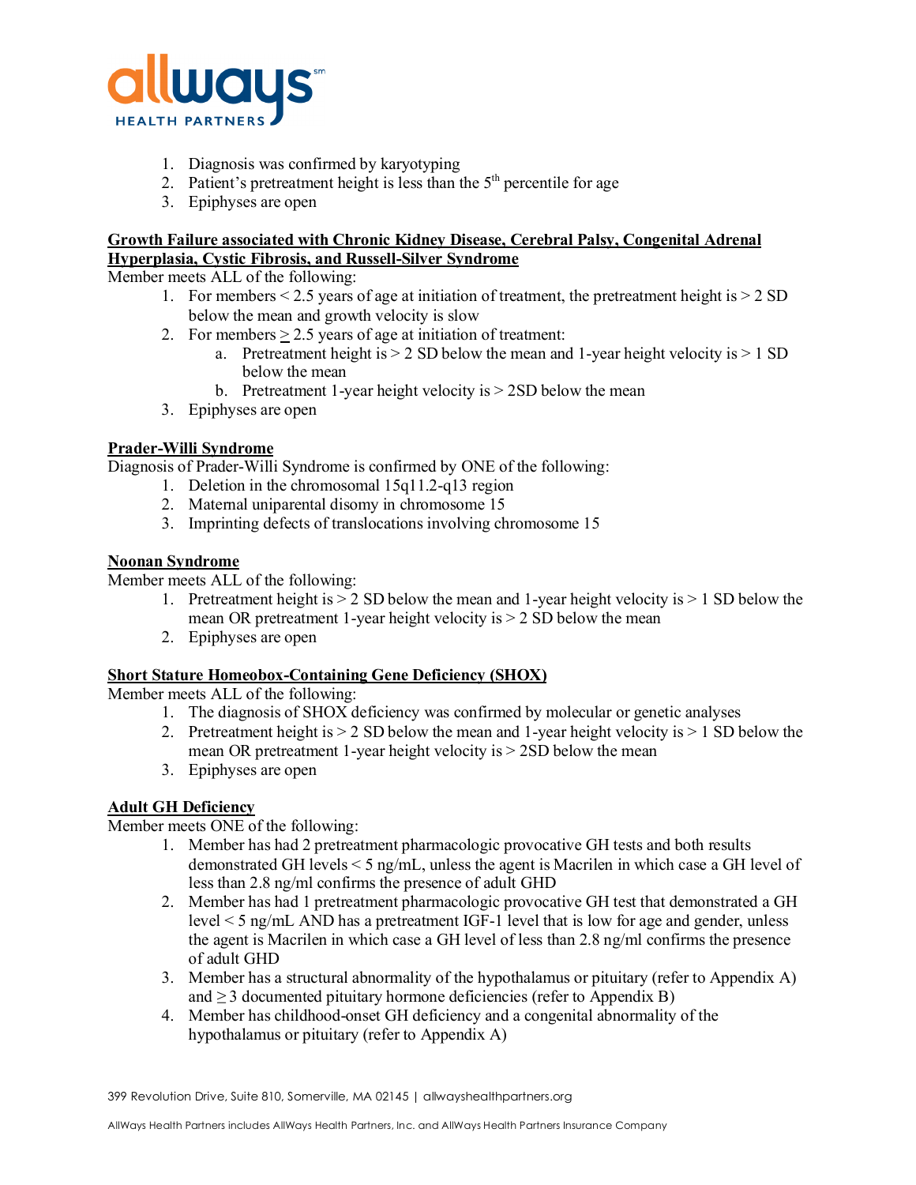1. Diagnosis was confirmed by karyotyping
2. Patient's pretreatment height is less than the 5th percentile for age
3. Epiphyses are open

**<u>Growth Failure associated with Chronic Kidney Disease, Cerebral Palsy, Congenital Adrenal Hyperplasia, Cystic Fibrosis, and Russell-Silver Syndrome</u>**

Member meets ALL of the following:

1. For members < 2.5 years of age at initiation of treatment, the pretreatment height is > 2 SD below the mean and growth velocity is slow
2. For members ≥ 2.5 years of age at initiation of treatment:
   a. Pretreatment height is > 2 SD below the mean and 1-year height velocity is > 1 SD below the mean
   b. Pretreatment 1-year height velocity is > 2SD below the mean
3. Epiphyses are open

**<u>Prader-Willi Syndrome</u>**

Diagnosis of Prader-Willi Syndrome is confirmed by ONE of the following:

1. Deletion in the chromosomal 15q11.2-q13 region
2. Maternal uniparental disomy in chromosome 15
3. Imprinting defects of translocations involving chromosome 15

**<u>Noonan Syndrome</u>**

Member meets ALL of the following:

1. Pretreatment height is > 2 SD below the mean and 1-year height velocity is > 1 SD below the mean OR pretreatment 1-year height velocity is > 2 SD below the mean
2. Epiphyses are open

**<u>Short Stature Homeobox-Containing Gene Deficiency (SHOX)</u>**

Member meets ALL of the following:

1. The diagnosis of SHOX deficiency was confirmed by molecular or genetic analyses
2. Pretreatment height is > 2 SD below the mean and 1-year height velocity is > 1 SD below the mean OR pretreatment 1-year height velocity is > 2SD below the mean
3. Epiphyses are open

**<u>Adult GH Deficiency</u>**

Member meets ONE of the following:

1. Member has had 2 pretreatment pharmacologic provocative GH tests and both results demonstrated GH levels < 5 ng/mL, unless the agent is Macrilen in which case a GH level of less than 2.8 ng/ml confirms the presence of adult GHD
2. Member has had 1 pretreatment pharmacologic provocative GH test that demonstrated a GH level < 5 ng/mL AND has a pretreatment IGF-1 level that is low for age and gender, unless the agent is Macrilen in which case a GH level of less than 2.8 ng/ml confirms the presence of adult GHD
3. Member has a structural abnormality of the hypothalamus or pituitary (refer to Appendix A) and ≥ 3 documented pituitary hormone deficiencies (refer to Appendix B)
4. Member has childhood-onset GH deficiency and a congenital abnormality of the hypothalamus or pituitary (refer to Appendix A)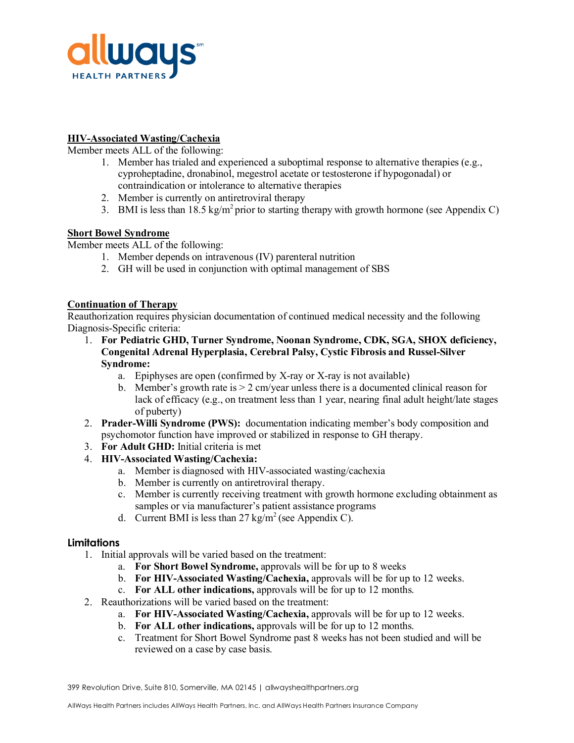**HIV-Associated Wasting/Cachexia**

Member meets ALL of the following:

1. Member has trialed and experienced a suboptimal response to alternative therapies (e.g., cyproheptadine, dronabinol, megestrol acetate or testosterone if hypogonadal) or contraindication or intolerance to alternative therapies
2. Member is currently on antiretroviral therapy
3. BMI is less than 18.5 kg/m$^2$ prior to starting therapy with growth hormone (see Appendix C)

**Short Bowel Syndrome**

Member meets ALL of the following:

1. Member depends on intravenous (IV) parenteral nutrition
2. GH will be used in conjunction with optimal management of SBS

**Continuation of Therapy**

Reauthorization requires physician documentation of continued medical necessity and the following Diagnosis-Specific criteria:

1. **For Pediatric GHD, Turner Syndrome, Noonan Syndrome, CDK, SGA, SHOX deficiency, Congenital Adrenal Hyperplasia, Cerebral Palsy, Cystic Fibrosis and Russel-Silver Syndrome:**
   a. Epiphyses are open (confirmed by X-ray or X-ray is not available)
   b. Member's growth rate is > 2 cm/year unless there is a documented clinical reason for lack of efficacy (e.g., on treatment less than 1 year, nearing final adult height/late stages of puberty)
2. **Prader-Willi Syndrome (PWS):** documentation indicating member's body composition and psychomotor function have improved or stabilized in response to GH therapy.
3. **For Adult GHD:** Initial criteria is met
4. **HIV-Associated Wasting/Cachexia:**
   a. Member is diagnosed with HIV-associated wasting/cachexia
   b. Member is currently on antiretroviral therapy.
   c. Member is currently receiving treatment with growth hormone excluding obtainment as samples or via manufacturer's patient assistance programs
   d. Current BMI is less than 27 kg/m$^2$ (see Appendix C).

## Limitations

1. Initial approvals will be varied based on the treatment:
   a. **For Short Bowel Syndrome,** approvals will be for up to 8 weeks
   b. **For HIV-Associated Wasting/Cachexia,** approvals will be for up to 12 weeks.
   c. **For ALL other indications,** approvals will be for up to 12 months.
2. Reauthorizations will be varied based on the treatment:
   a. **For HIV-Associated Wasting/Cachexia,** approvals will be for up to 12 weeks.
   b. **For ALL other indications,** approvals will be for up to 12 months.
   c. Treatment for Short Bowel Syndrome past 8 weeks has not been studied and will be reviewed on a case by case basis.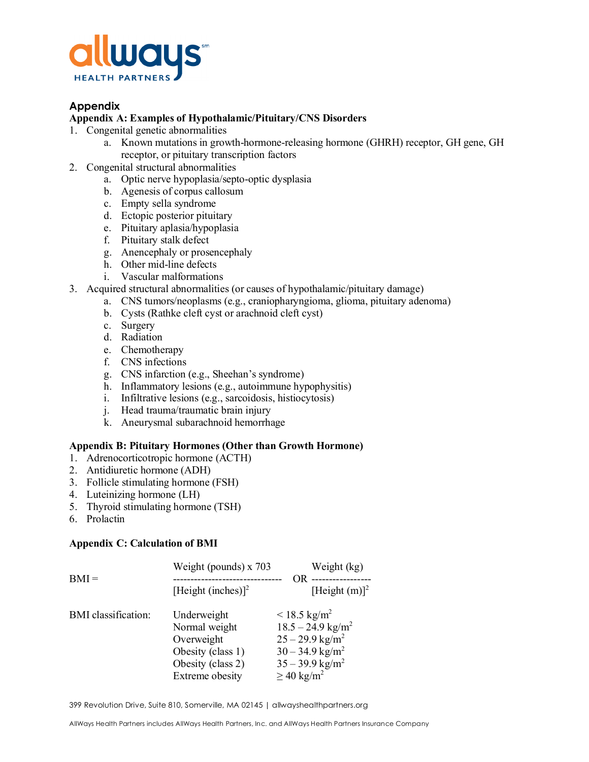## Appendix

### Appendix A: Examples of Hypothalamic/Pituitary/CNS Disorders

1. Congenital genetic abnormalities
   a. Known mutations in growth-hormone-releasing hormone (GHRH) receptor, GH gene, GH receptor, or pituitary transcription factors
2. Congenital structural abnormalities
   a. Optic nerve hypoplasia/septo-optic dysplasia
   b. Agenesis of corpus callosum
   c. Empty sella syndrome
   d. Ectopic posterior pituitary
   e. Pituitary aplasia/hypoplasia
   f. Pituitary stalk defect
   g. Anencephaly or prosencephaly
   h. Other mid-line defects
   i. Vascular malformations
3. Acquired structural abnormalities (or causes of hypothalamic/pituitary damage)
   a. CNS tumors/neoplasms (e.g., craniopharyngioma, glioma, pituitary adenoma)
   b. Cysts (Rathke cleft cyst or arachnoid cleft cyst)
   c. Surgery
   d. Radiation
   e. Chemotherapy
   f. CNS infections
   g. CNS infarction (e.g., Sheehan's syndrome)
   h. Inflammatory lesions (e.g., autoimmune hypophysitis)
   i. Infiltrative lesions (e.g., sarcoidosis, histiocytosis)
   j. Head trauma/traumatic brain injury
   k. Aneurysmal subarachnoid hemorrhage

### Appendix B: Pituitary Hormones (Other than Growth Hormone)

1. Adrenocorticotropic hormone (ACTH)
2. Antidiuretic hormone (ADH)
3. Follicle stimulating hormone (FSH)
4. Luteinizing hormone (LH)
5. Thyroid stimulating hormone (TSH)
6. Prolactin

### Appendix C: Calculation of BMI

$$\text{BMI} = \frac{\text{Weight (pounds)} \times 703}{[\text{Height (inches)}]^2} \quad \text{OR} \quad \frac{\text{Weight (kg)}}{[\text{Height (m)}]^2}$$

BMI classification:

| Classification | BMI |
| --- | --- |
| Underweight | < 18.5 $kg/m^2$ |
| Normal weight | 18.5 – 24.9 $kg/m^2$ |
| Overweight | 25 – 29.9 $kg/m^2$ |
| Obesity (class 1) | 30 – 34.9 $kg/m^2$ |
| Obesity (class 2) | 35 – 39.9 $kg/m^2$ |
| Extreme obesity | ≥ 40 $kg/m^2$ |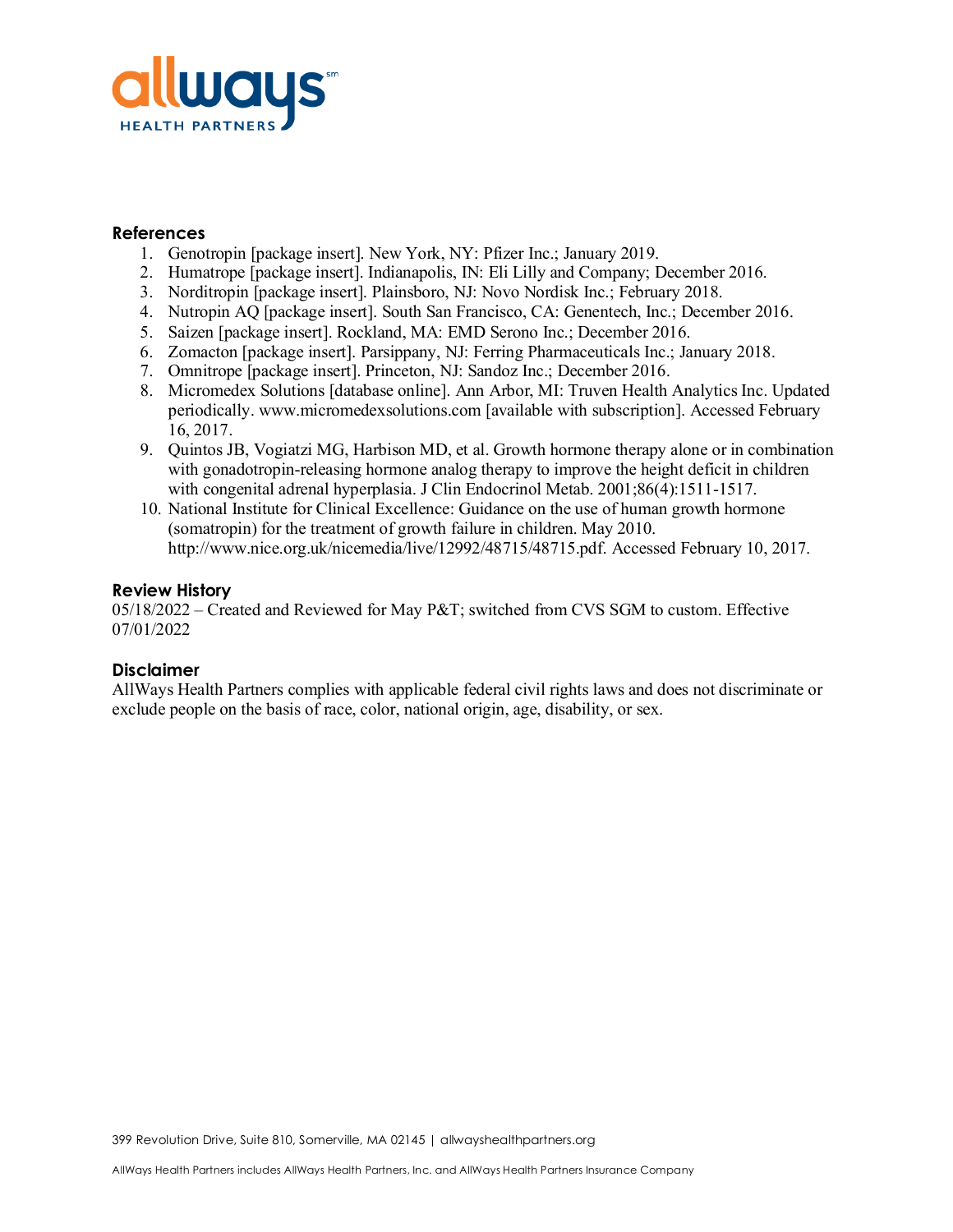### References

1. Genotropin [package insert]. New York, NY: Pfizer Inc.; January 2019.
2. Humatrope [package insert]. Indianapolis, IN: Eli Lilly and Company; December 2016.
3. Norditropin [package insert]. Plainsboro, NJ: Novo Nordisk Inc.; February 2018.
4. Nutropin AQ [package insert]. South San Francisco, CA: Genentech, Inc.; December 2016.
5. Saizen [package insert]. Rockland, MA: EMD Serono Inc.; December 2016.
6. Zomacton [package insert]. Parsippany, NJ: Ferring Pharmaceuticals Inc.; January 2018.
7. Omnitrope [package insert]. Princeton, NJ: Sandoz Inc.; December 2016.
8. Micromedex Solutions [database online]. Ann Arbor, MI: Truven Health Analytics Inc. Updated periodically. www.micromedexsolutions.com [available with subscription]. Accessed February 16, 2017.
9. Quintos JB, Vogiatzi MG, Harbison MD, et al. Growth hormone therapy alone or in combination with gonadotropin-releasing hormone analog therapy to improve the height deficit in children with congenital adrenal hyperplasia. J Clin Endocrinol Metab. 2001;86(4):1511-1517.
10. National Institute for Clinical Excellence: Guidance on the use of human growth hormone (somatropin) for the treatment of growth failure in children. May 2010. http://www.nice.org.uk/nicemedia/live/12992/48715/48715.pdf. Accessed February 10, 2017.

### Review History

05/18/2022 – Created and Reviewed for May P&T; switched from CVS SGM to custom. Effective 07/01/2022

### Disclaimer

AllWays Health Partners complies with applicable federal civil rights laws and does not discriminate or exclude people on the basis of race, color, national origin, age, disability, or sex.